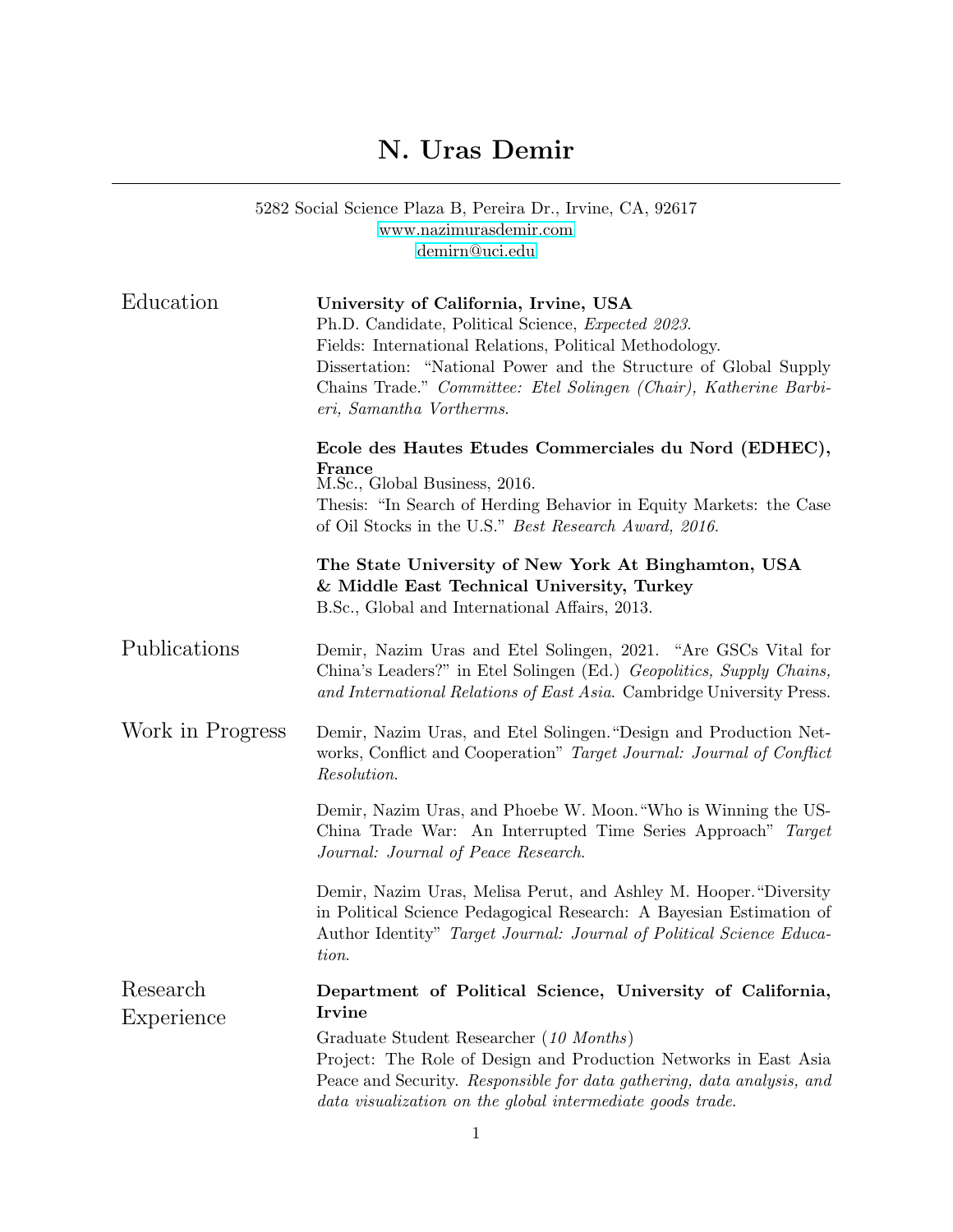# N. Uras Demir

5282 Social Science Plaza B, Pereira Dr., Irvine, CA, 92617
www.nazimurasdemir.com
demirn@uci.edu

## Education

**University of California, Irvine, USA**
Ph.D. Candidate, Political Science, *Expected 2023*.
Fields: International Relations, Political Methodology.
Dissertation: "National Power and the Structure of Global Supply Chains Trade." *Committee: Etel Solingen (Chair), Katherine Barbieri, Samantha Vortherms.*

**Ecole des Hautes Etudes Commerciales du Nord (EDHEC), France**
M.Sc., Global Business, 2016.
Thesis: "In Search of Herding Behavior in Equity Markets: the Case of Oil Stocks in the U.S." *Best Research Award, 2016.*

**The State University of New York At Binghamton, USA & Middle East Technical University, Turkey**
B.Sc., Global and International Affairs, 2013.

## Publications

Demir, Nazim Uras and Etel Solingen, 2021. "Are GSCs Vital for China's Leaders?" in Etel Solingen (Ed.) *Geopolitics, Supply Chains, and International Relations of East Asia*. Cambridge University Press.

## Work in Progress

Demir, Nazim Uras, and Etel Solingen. "Design and Production Networks, Conflict and Cooperation" *Target Journal: Journal of Conflict Resolution.*

Demir, Nazim Uras, and Phoebe W. Moon. "Who is Winning the US-China Trade War: An Interrupted Time Series Approach" *Target Journal: Journal of Peace Research.*

Demir, Nazim Uras, Melisa Perut, and Ashley M. Hooper. "Diversity in Political Science Pedagogical Research: A Bayesian Estimation of Author Identity" *Target Journal: Journal of Political Science Education.*

## Research Experience

**Department of Political Science, University of California, Irvine**

Graduate Student Researcher (*10 Months*)
Project: The Role of Design and Production Networks in East Asia Peace and Security. *Responsible for data gathering, data analysis, and data visualization on the global intermediate goods trade.*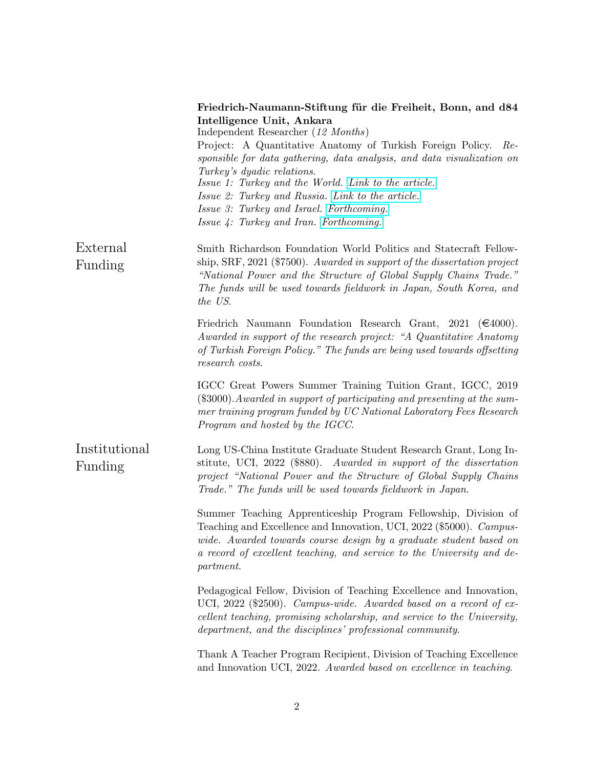**Friedrich-Naumann-Stiftung für die Freiheit, Bonn, and d84 Intelligence Unit, Ankara**
Independent Researcher (*12 Months*)
Project: A Quantitative Anatomy of Turkish Foreign Policy. *Responsible for data gathering, data analysis, and data visualization on Turkey's dyadic relations.*
*Issue 1: Turkey and the World. Link to the article.*
*Issue 2: Turkey and Russia. Link to the article.*
*Issue 3: Turkey and Israel. Forthcoming.*
*Issue 4: Turkey and Iran. Forthcoming.*

## External Funding

Smith Richardson Foundation World Politics and Statecraft Fellowship, SRF, 2021 ($7500). *Awarded in support of the dissertation project "National Power and the Structure of Global Supply Chains Trade." The funds will be used towards fieldwork in Japan, South Korea, and the US.*

Friedrich Naumann Foundation Research Grant, 2021 (€4000). *Awarded in support of the research project: "A Quantitative Anatomy of Turkish Foreign Policy." The funds are being used towards offsetting research costs.*

IGCC Great Powers Summer Training Tuition Grant, IGCC, 2019 ($3000).*Awarded in support of participating and presenting at the summer training program funded by UC National Laboratory Fees Research Program and hosted by the IGCC.*

## Institutional Funding

Long US-China Institute Graduate Student Research Grant, Long Institute, UCI, 2022 ($880). *Awarded in support of the dissertation project "National Power and the Structure of Global Supply Chains Trade." The funds will be used towards fieldwork in Japan.*

Summer Teaching Apprenticeship Program Fellowship, Division of Teaching and Excellence and Innovation, UCI, 2022 ($5000). *Campus-wide. Awarded towards course design by a graduate student based on a record of excellent teaching, and service to the University and department.*

Pedagogical Fellow, Division of Teaching Excellence and Innovation, UCI, 2022 ($2500). *Campus-wide. Awarded based on a record of excellent teaching, promising scholarship, and service to the University, department, and the disciplines' professional community.*

Thank A Teacher Program Recipient, Division of Teaching Excellence and Innovation UCI, 2022. *Awarded based on excellence in teaching.*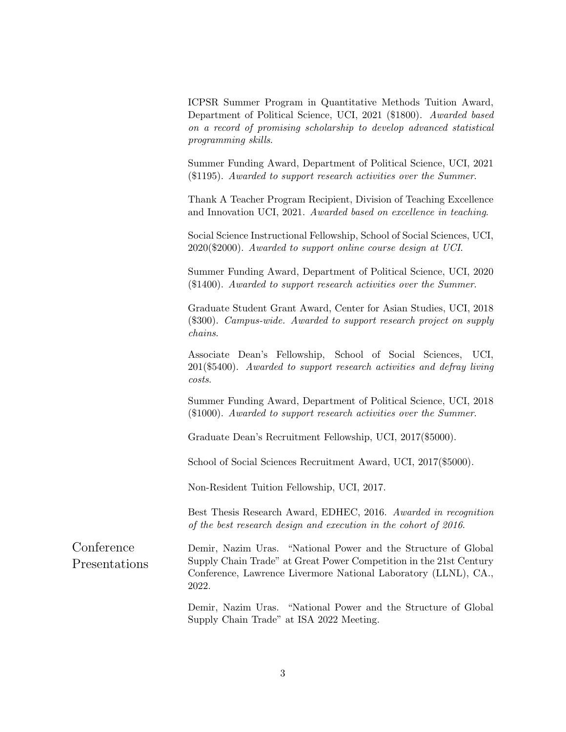ICPSR Summer Program in Quantitative Methods Tuition Award, Department of Political Science, UCI, 2021 ($1800). *Awarded based on a record of promising scholarship to develop advanced statistical programming skills.*

Summer Funding Award, Department of Political Science, UCI, 2021 ($1195). *Awarded to support research activities over the Summer.*

Thank A Teacher Program Recipient, Division of Teaching Excellence and Innovation UCI, 2021. *Awarded based on excellence in teaching.*

Social Science Instructional Fellowship, School of Social Sciences, UCI, 2020($2000). *Awarded to support online course design at UCI.*

Summer Funding Award, Department of Political Science, UCI, 2020 ($1400). *Awarded to support research activities over the Summer.*

Graduate Student Grant Award, Center for Asian Studies, UCI, 2018 ($300). *Campus-wide. Awarded to support research project on supply chains.*

Associate Dean's Fellowship, School of Social Sciences, UCI, 201($5400). *Awarded to support research activities and defray living costs.*

Summer Funding Award, Department of Political Science, UCI, 2018 ($1000). *Awarded to support research activities over the Summer.*

Graduate Dean's Recruitment Fellowship, UCI, 2017($5000).

School of Social Sciences Recruitment Award, UCI, 2017($5000).

Non-Resident Tuition Fellowship, UCI, 2017.

Best Thesis Research Award, EDHEC, 2016. *Awarded in recognition of the best research design and execution in the cohort of 2016.*

## Conference Presentations

Demir, Nazim Uras. "National Power and the Structure of Global Supply Chain Trade" at Great Power Competition in the 21st Century Conference, Lawrence Livermore National Laboratory (LLNL), CA., 2022.

Demir, Nazim Uras. "National Power and the Structure of Global Supply Chain Trade" at ISA 2022 Meeting.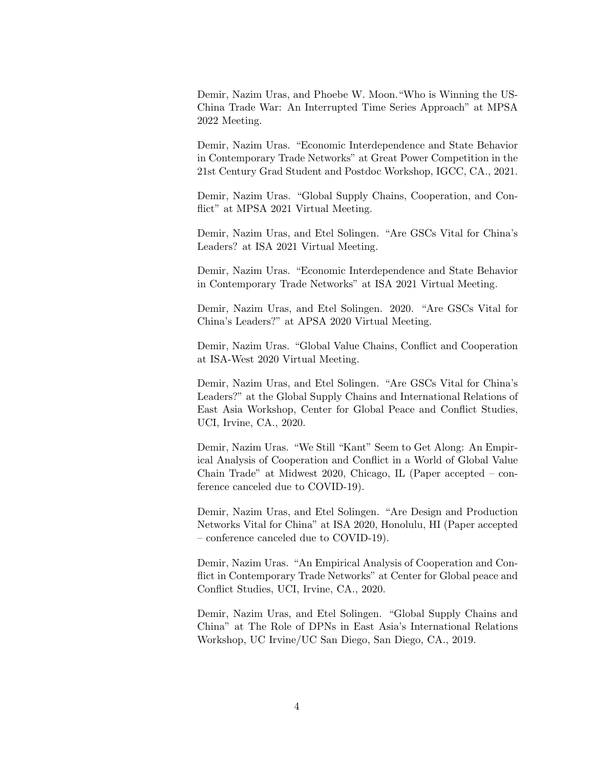Demir, Nazim Uras, and Phoebe W. Moon."Who is Winning the US-China Trade War: An Interrupted Time Series Approach" at MPSA 2022 Meeting.

Demir, Nazim Uras. "Economic Interdependence and State Behavior in Contemporary Trade Networks" at Great Power Competition in the 21st Century Grad Student and Postdoc Workshop, IGCC, CA., 2021.

Demir, Nazim Uras. "Global Supply Chains, Cooperation, and Conflict" at MPSA 2021 Virtual Meeting.

Demir, Nazim Uras, and Etel Solingen. "Are GSCs Vital for China's Leaders? at ISA 2021 Virtual Meeting.

Demir, Nazim Uras. "Economic Interdependence and State Behavior in Contemporary Trade Networks" at ISA 2021 Virtual Meeting.

Demir, Nazim Uras, and Etel Solingen. 2020. "Are GSCs Vital for China's Leaders?" at APSA 2020 Virtual Meeting.

Demir, Nazim Uras. "Global Value Chains, Conflict and Cooperation at ISA-West 2020 Virtual Meeting.

Demir, Nazim Uras, and Etel Solingen. "Are GSCs Vital for China's Leaders?" at the Global Supply Chains and International Relations of East Asia Workshop, Center for Global Peace and Conflict Studies, UCI, Irvine, CA., 2020.

Demir, Nazim Uras. "We Still "Kant" Seem to Get Along: An Empirical Analysis of Cooperation and Conflict in a World of Global Value Chain Trade" at Midwest 2020, Chicago, IL (Paper accepted – conference canceled due to COVID-19).

Demir, Nazim Uras, and Etel Solingen. "Are Design and Production Networks Vital for China" at ISA 2020, Honolulu, HI (Paper accepted – conference canceled due to COVID-19).

Demir, Nazim Uras. "An Empirical Analysis of Cooperation and Conflict in Contemporary Trade Networks" at Center for Global peace and Conflict Studies, UCI, Irvine, CA., 2020.

Demir, Nazim Uras, and Etel Solingen. "Global Supply Chains and China" at The Role of DPNs in East Asia's International Relations Workshop, UC Irvine/UC San Diego, San Diego, CA., 2019.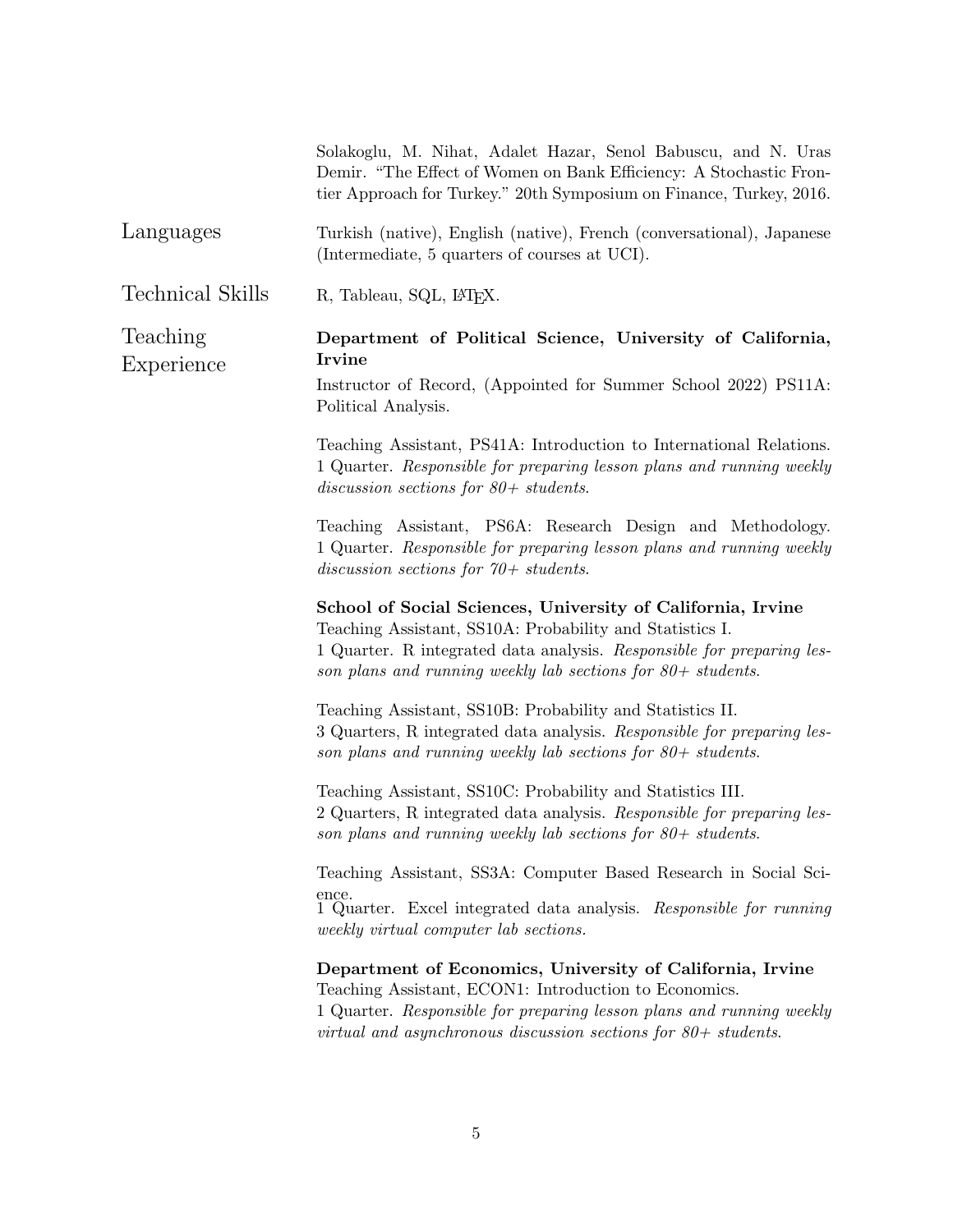Solakoglu, M. Nihat, Adalet Hazar, Senol Babuscu, and N. Uras Demir. "The Effect of Women on Bank Efficiency: A Stochastic Frontier Approach for Turkey." 20th Symposium on Finance, Turkey, 2016.

## Languages

Turkish (native), English (native), French (conversational), Japanese (Intermediate, 5 quarters of courses at UCI).

## Technical Skills

R, Tableau, SQL, LaTeX.

## Teaching Experience

**Department of Political Science, University of California, Irvine**

Instructor of Record, (Appointed for Summer School 2022) PS11A: Political Analysis.

Teaching Assistant, PS41A: Introduction to International Relations. 1 Quarter. *Responsible for preparing lesson plans and running weekly discussion sections for 80+ students.*

Teaching Assistant, PS6A: Research Design and Methodology. 1 Quarter. *Responsible for preparing lesson plans and running weekly discussion sections for 70+ students.*

**School of Social Sciences, University of California, Irvine**

Teaching Assistant, SS10A: Probability and Statistics I.
1 Quarter. R integrated data analysis. *Responsible for preparing lesson plans and running weekly lab sections for 80+ students.*

Teaching Assistant, SS10B: Probability and Statistics II.
3 Quarters, R integrated data analysis. *Responsible for preparing lesson plans and running weekly lab sections for 80+ students.*

Teaching Assistant, SS10C: Probability and Statistics III.
2 Quarters, R integrated data analysis. *Responsible for preparing lesson plans and running weekly lab sections for 80+ students.*

Teaching Assistant, SS3A: Computer Based Research in Social Science.
1 Quarter. Excel integrated data analysis. *Responsible for running weekly virtual computer lab sections.*

**Department of Economics, University of California, Irvine**

Teaching Assistant, ECON1: Introduction to Economics.
1 Quarter. *Responsible for preparing lesson plans and running weekly virtual and asynchronous discussion sections for 80+ students.*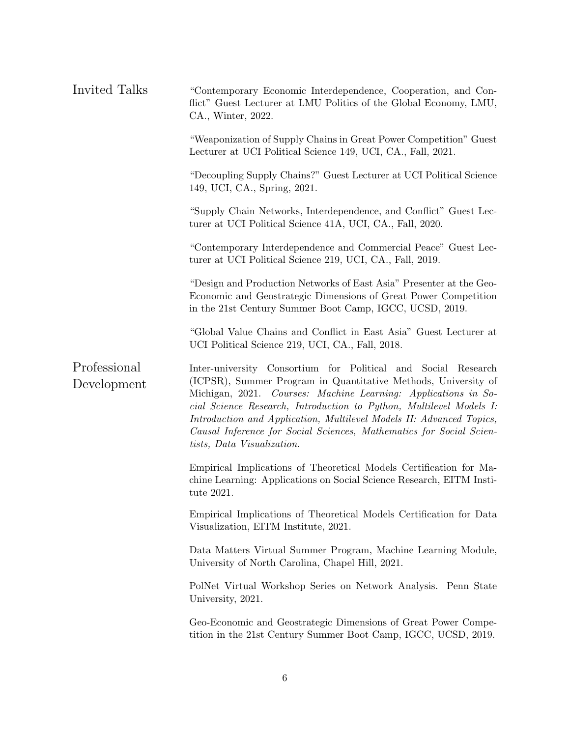## Invited Talks

"Contemporary Economic Interdependence, Cooperation, and Conflict" Guest Lecturer at LMU Politics of the Global Economy, LMU, CA., Winter, 2022.

"Weaponization of Supply Chains in Great Power Competition" Guest Lecturer at UCI Political Science 149, UCI, CA., Fall, 2021.

"Decoupling Supply Chains?" Guest Lecturer at UCI Political Science 149, UCI, CA., Spring, 2021.

"Supply Chain Networks, Interdependence, and Conflict" Guest Lecturer at UCI Political Science 41A, UCI, CA., Fall, 2020.

"Contemporary Interdependence and Commercial Peace" Guest Lecturer at UCI Political Science 219, UCI, CA., Fall, 2019.

"Design and Production Networks of East Asia" Presenter at the Geo-Economic and Geostrategic Dimensions of Great Power Competition in the 21st Century Summer Boot Camp, IGCC, UCSD, 2019.

"Global Value Chains and Conflict in East Asia" Guest Lecturer at UCI Political Science 219, UCI, CA., Fall, 2018.

## Professional Development

Inter-university Consortium for Political and Social Research (ICPSR), Summer Program in Quantitative Methods, University of Michigan, 2021. *Courses: Machine Learning: Applications in Social Science Research, Introduction to Python, Multilevel Models I: Introduction and Application, Multilevel Models II: Advanced Topics, Causal Inference for Social Sciences, Mathematics for Social Scientists, Data Visualization.*

Empirical Implications of Theoretical Models Certification for Machine Learning: Applications on Social Science Research, EITM Institute 2021.

Empirical Implications of Theoretical Models Certification for Data Visualization, EITM Institute, 2021.

Data Matters Virtual Summer Program, Machine Learning Module, University of North Carolina, Chapel Hill, 2021.

PolNet Virtual Workshop Series on Network Analysis. Penn State University, 2021.

Geo-Economic and Geostrategic Dimensions of Great Power Competition in the 21st Century Summer Boot Camp, IGCC, UCSD, 2019.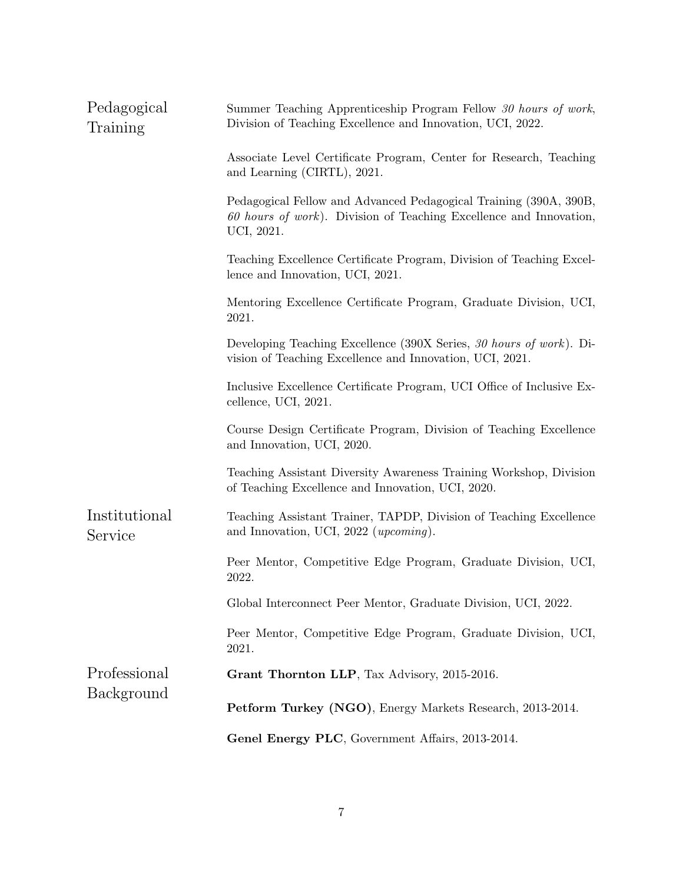## Pedagogical Training

Summer Teaching Apprenticeship Program Fellow *30 hours of work*, Division of Teaching Excellence and Innovation, UCI, 2022.

Associate Level Certificate Program, Center for Research, Teaching and Learning (CIRTL), 2021.

Pedagogical Fellow and Advanced Pedagogical Training (390A, 390B, *60 hours of work*). Division of Teaching Excellence and Innovation, UCI, 2021.

Teaching Excellence Certificate Program, Division of Teaching Excellence and Innovation, UCI, 2021.

Mentoring Excellence Certificate Program, Graduate Division, UCI, 2021.

Developing Teaching Excellence (390X Series, *30 hours of work*). Division of Teaching Excellence and Innovation, UCI, 2021.

Inclusive Excellence Certificate Program, UCI Office of Inclusive Excellence, UCI, 2021.

Course Design Certificate Program, Division of Teaching Excellence and Innovation, UCI, 2020.

Teaching Assistant Diversity Awareness Training Workshop, Division of Teaching Excellence and Innovation, UCI, 2020.

## Institutional Service

Teaching Assistant Trainer, TAPDP, Division of Teaching Excellence and Innovation, UCI, 2022 (*upcoming*).

Peer Mentor, Competitive Edge Program, Graduate Division, UCI, 2022.

Global Interconnect Peer Mentor, Graduate Division, UCI, 2022.

Peer Mentor, Competitive Edge Program, Graduate Division, UCI, 2021.

## Professional Background

**Grant Thornton LLP**, Tax Advisory, 2015-2016.

**Petform Turkey (NGO)**, Energy Markets Research, 2013-2014.

**Genel Energy PLC**, Government Affairs, 2013-2014.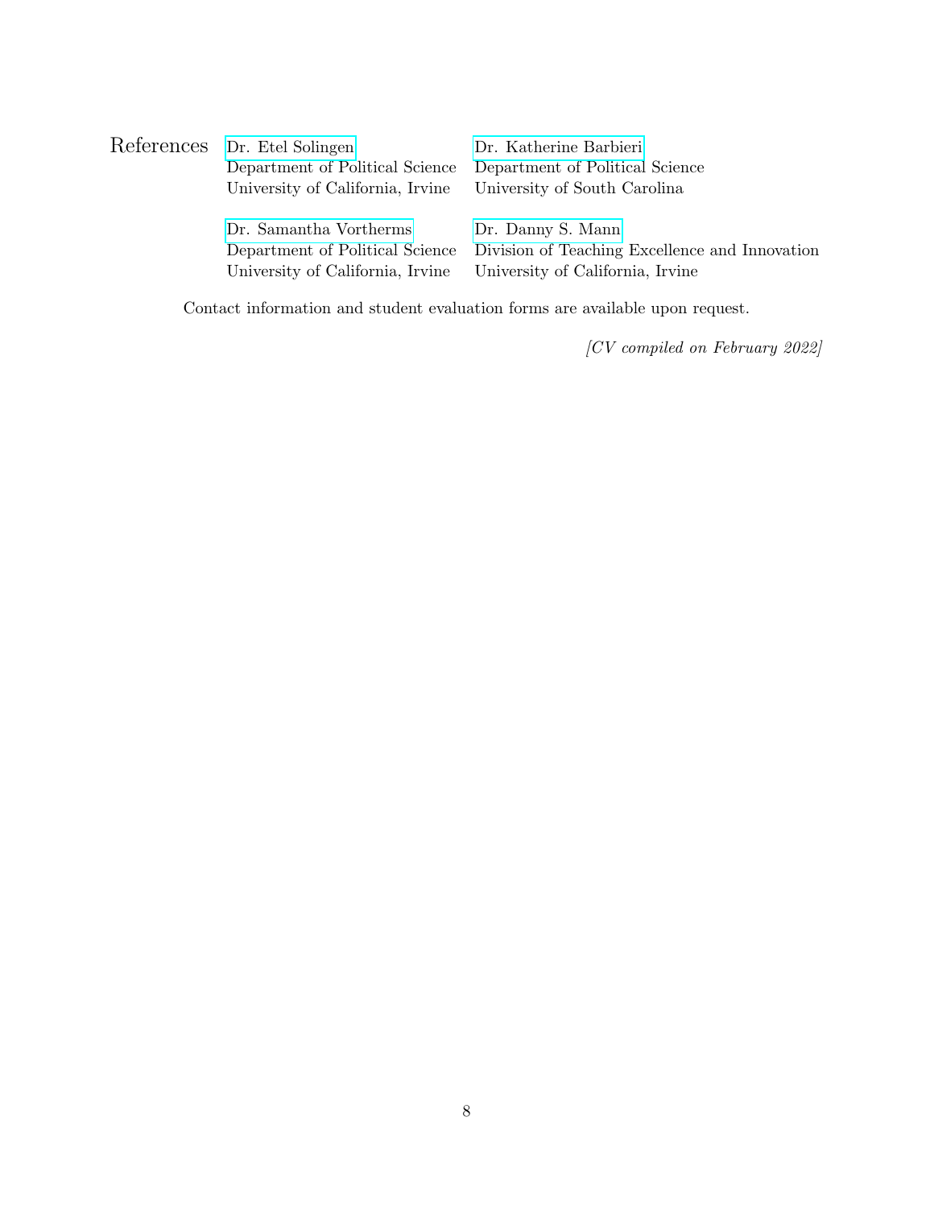## References

Dr. Etel Solingen
Department of Political Science
University of California, Irvine

Dr. Katherine Barbieri
Department of Political Science
University of South Carolina

Dr. Samantha Vortherms
Department of Political Science
University of California, Irvine

Dr. Danny S. Mann
Division of Teaching Excellence and Innovation
University of California, Irvine

Contact information and student evaluation forms are available upon request.

*[CV compiled on February 2022]*